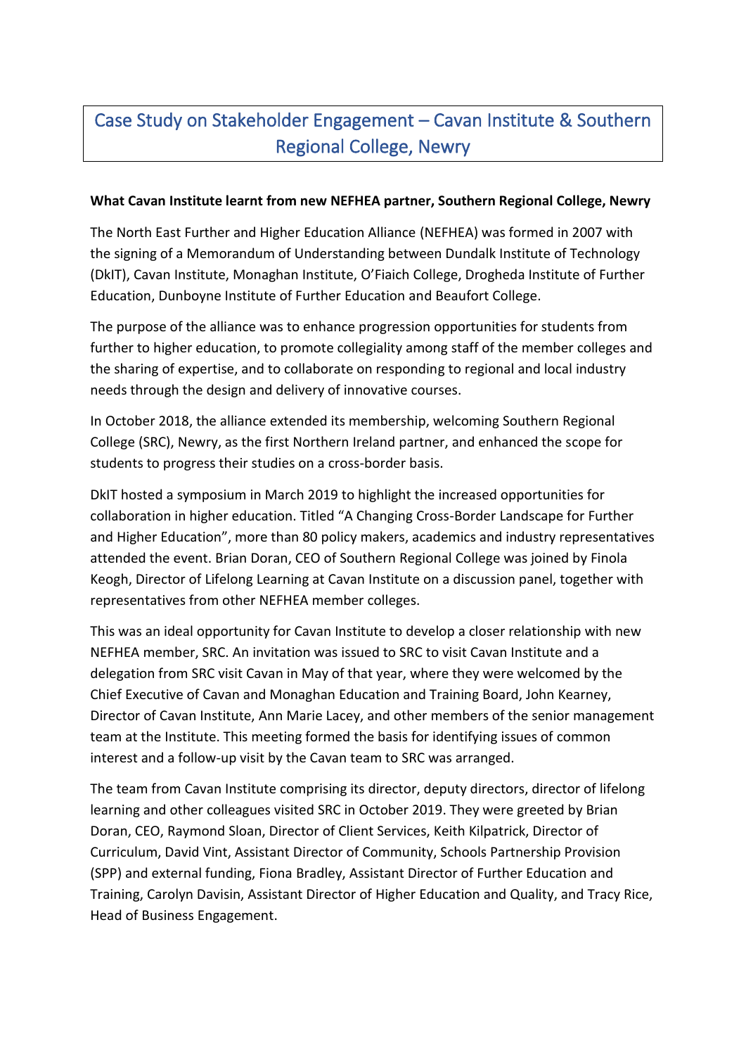# Case Study on Stakeholder Engagement – Cavan Institute & Southern Regional College, Newry

**What Cavan Institute learnt from new NEFHEA partner, Southern Regional College, Newry**

The North East Further and Higher Education Alliance (NEFHEA) was formed in 2007 with the signing of a Memorandum of Understanding between Dundalk Institute of Technology (DkIT), Cavan Institute, Monaghan Institute, O'Fiaich College, Drogheda Institute of Further Education, Dunboyne Institute of Further Education and Beaufort College.

The purpose of the alliance was to enhance progression opportunities for students from further to higher education, to promote collegiality among staff of the member colleges and the sharing of expertise, and to collaborate on responding to regional and local industry needs through the design and delivery of innovative courses.

In October 2018, the alliance extended its membership, welcoming Southern Regional College (SRC), Newry, as the first Northern Ireland partner, and enhanced the scope for students to progress their studies on a cross-border basis.

DkIT hosted a symposium in March 2019 to highlight the increased opportunities for collaboration in higher education. Titled "A Changing Cross-Border Landscape for Further and Higher Education", more than 80 policy makers, academics and industry representatives attended the event. Brian Doran, CEO of Southern Regional College was joined by Finola Keogh, Director of Lifelong Learning at Cavan Institute on a discussion panel, together with representatives from other NEFHEA member colleges.

This was an ideal opportunity for Cavan Institute to develop a closer relationship with new NEFHEA member, SRC. An invitation was issued to SRC to visit Cavan Institute and a delegation from SRC visit Cavan in May of that year, where they were welcomed by the Chief Executive of Cavan and Monaghan Education and Training Board, John Kearney, Director of Cavan Institute, Ann Marie Lacey, and other members of the senior management team at the Institute. This meeting formed the basis for identifying issues of common interest and a follow-up visit by the Cavan team to SRC was arranged.

The team from Cavan Institute comprising its director, deputy directors, director of lifelong learning and other colleagues visited SRC in October 2019. They were greeted by Brian Doran, CEO, Raymond Sloan, Director of Client Services, Keith Kilpatrick, Director of Curriculum, David Vint, Assistant Director of Community, Schools Partnership Provision (SPP) and external funding, Fiona Bradley, Assistant Director of Further Education and Training, Carolyn Davisin, Assistant Director of Higher Education and Quality, and Tracy Rice, Head of Business Engagement.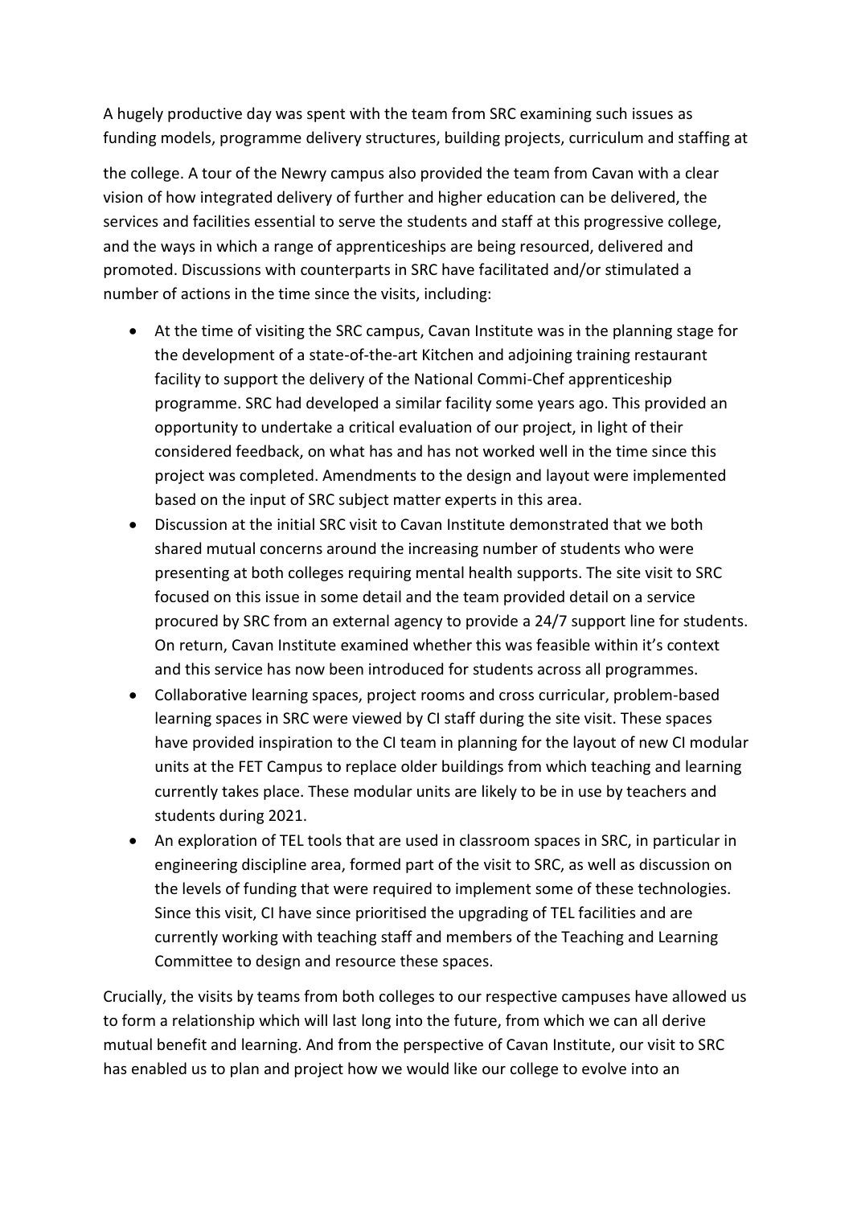A hugely productive day was spent with the team from SRC examining such issues as funding models, programme delivery structures, building projects, curriculum and staffing at the college. A tour of the Newry campus also provided the team from Cavan with a clear vision of how integrated delivery of further and higher education can be delivered, the services and facilities essential to serve the students and staff at this progressive college, and the ways in which a range of apprenticeships are being resourced, delivered and promoted. Discussions with counterparts in SRC have facilitated and/or stimulated a number of actions in the time since the visits, including:

- At the time of visiting the SRC campus, Cavan Institute was in the planning stage for the development of a state-of-the-art Kitchen and adjoining training restaurant facility to support the delivery of the National Commi-Chef apprenticeship programme. SRC had developed a similar facility some years ago. This provided an opportunity to undertake a critical evaluation of our project, in light of their considered feedback, on what has and has not worked well in the time since this project was completed. Amendments to the design and layout were implemented based on the input of SRC subject matter experts in this area.
- Discussion at the initial SRC visit to Cavan Institute demonstrated that we both shared mutual concerns around the increasing number of students who were presenting at both colleges requiring mental health supports. The site visit to SRC focused on this issue in some detail and the team provided detail on a service procured by SRC from an external agency to provide a 24/7 support line for students. On return, Cavan Institute examined whether this was feasible within it's context and this service has now been introduced for students across all programmes.
- Collaborative learning spaces, project rooms and cross curricular, problem-based learning spaces in SRC were viewed by CI staff during the site visit. These spaces have provided inspiration to the CI team in planning for the layout of new CI modular units at the FET Campus to replace older buildings from which teaching and learning currently takes place. These modular units are likely to be in use by teachers and students during 2021.
- An exploration of TEL tools that are used in classroom spaces in SRC, in particular in engineering discipline area, formed part of the visit to SRC, as well as discussion on the levels of funding that were required to implement some of these technologies. Since this visit, CI have since prioritised the upgrading of TEL facilities and are currently working with teaching staff and members of the Teaching and Learning Committee to design and resource these spaces.

Crucially, the visits by teams from both colleges to our respective campuses have allowed us to form a relationship which will last long into the future, from which we can all derive mutual benefit and learning. And from the perspective of Cavan Institute, our visit to SRC has enabled us to plan and project how we would like our college to evolve into an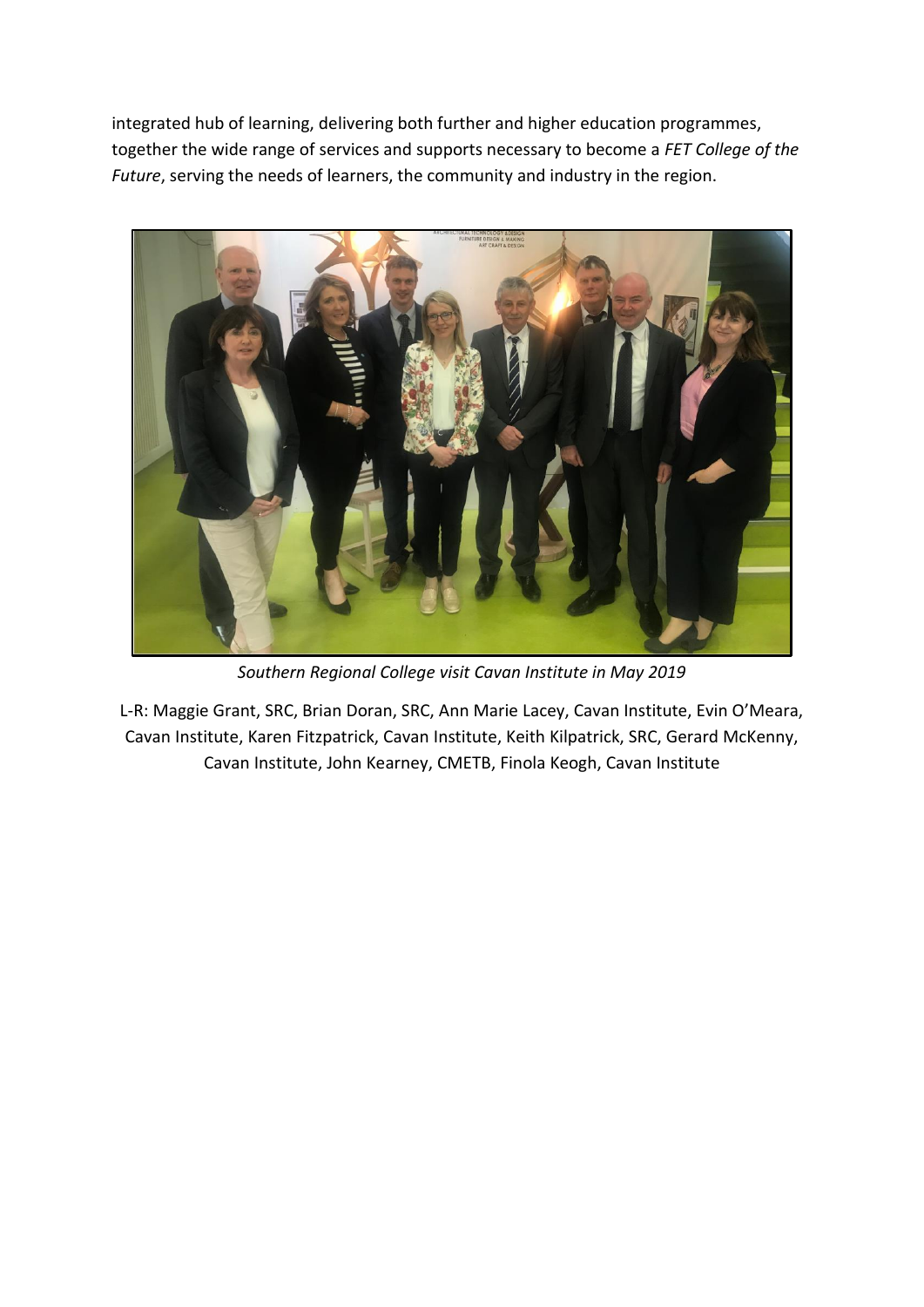integrated hub of learning, delivering both further and higher education programmes, together the wide range of services and supports necessary to become a *FET College of the Future*, serving the needs of learners, the community and industry in the region.

*Southern Regional College visit Cavan Institute in May 2019*

L-R: Maggie Grant, SRC, Brian Doran, SRC, Ann Marie Lacey, Cavan Institute, Evin O'Meara, Cavan Institute, Karen Fitzpatrick, Cavan Institute, Keith Kilpatrick, SRC, Gerard McKenny, Cavan Institute, John Kearney, CMETB, Finola Keogh, Cavan Institute